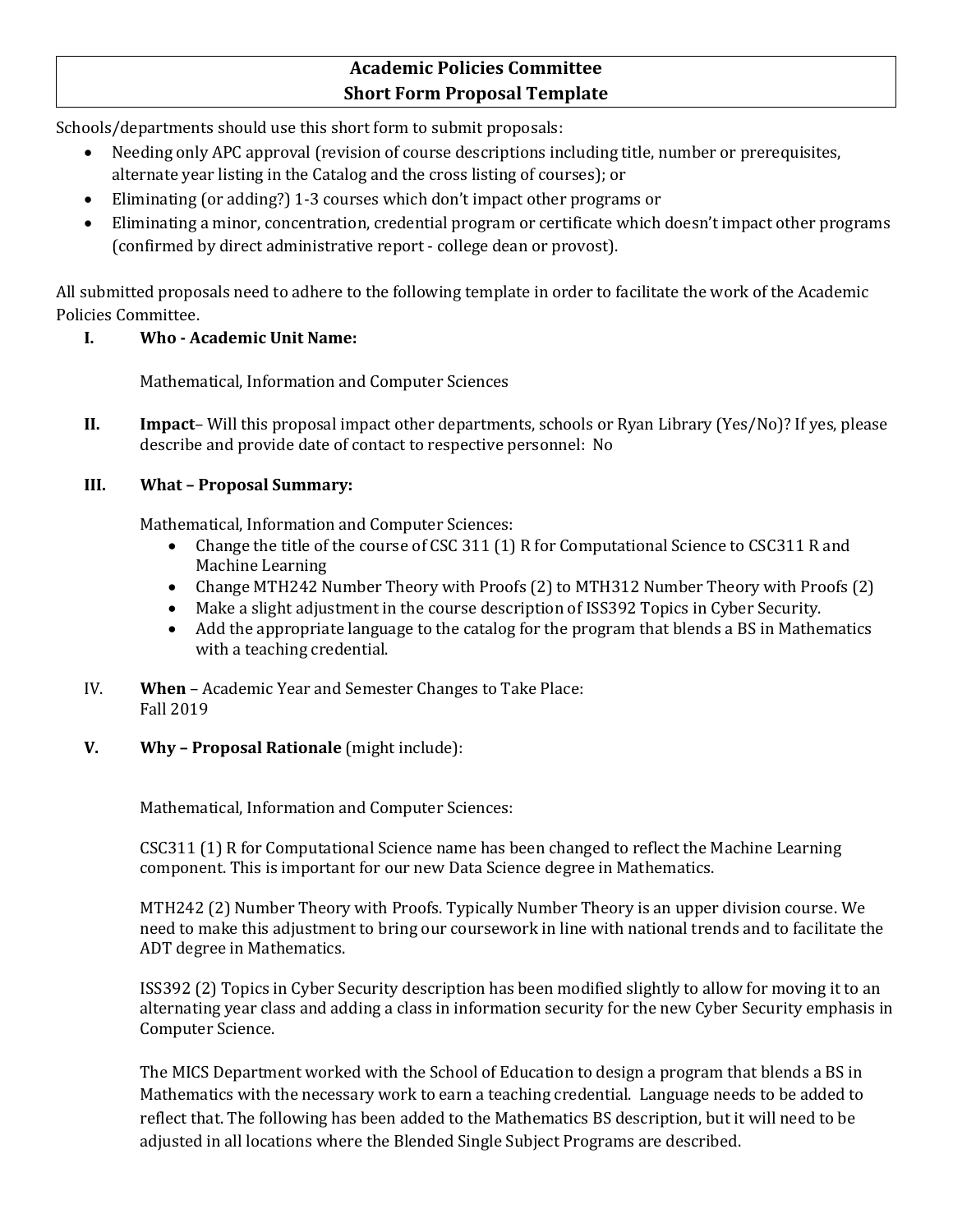# Academic Policies Committee
# Short Form Proposal Template

Schools/departments should use this short form to submit proposals:

- Needing only APC approval (revision of course descriptions including title, number or prerequisites, alternate year listing in the Catalog and the cross listing of courses); or
- Eliminating (or adding?) 1-3 courses which don't impact other programs or
- Eliminating a minor, concentration, credential program or certificate which doesn't impact other programs (confirmed by direct administrative report - college dean or provost).

All submitted proposals need to adhere to the following template in order to facilitate the work of the Academic Policies Committee.

**I. Who - Academic Unit Name:**

Mathematical, Information and Computer Sciences

**II. Impact**– Will this proposal impact other departments, schools or Ryan Library (Yes/No)? If yes, please describe and provide date of contact to respective personnel: No

**III. What – Proposal Summary:**

Mathematical, Information and Computer Sciences:

- Change the title of the course of CSC 311 (1) R for Computational Science to CSC311 R and Machine Learning
- Change MTH242 Number Theory with Proofs (2) to MTH312 Number Theory with Proofs (2)
- Make a slight adjustment in the course description of ISS392 Topics in Cyber Security.
- Add the appropriate language to the catalog for the program that blends a BS in Mathematics with a teaching credential.

IV. **When** – Academic Year and Semester Changes to Take Place:
Fall 2019

**V. Why – Proposal Rationale** (might include):

Mathematical, Information and Computer Sciences:

CSC311 (1) R for Computational Science name has been changed to reflect the Machine Learning component. This is important for our new Data Science degree in Mathematics.

MTH242 (2) Number Theory with Proofs. Typically Number Theory is an upper division course. We need to make this adjustment to bring our coursework in line with national trends and to facilitate the ADT degree in Mathematics.

ISS392 (2) Topics in Cyber Security description has been modified slightly to allow for moving it to an alternating year class and adding a class in information security for the new Cyber Security emphasis in Computer Science.

The MICS Department worked with the School of Education to design a program that blends a BS in Mathematics with the necessary work to earn a teaching credential. Language needs to be added to reflect that. The following has been added to the Mathematics BS description, but it will need to be adjusted in all locations where the Blended Single Subject Programs are described.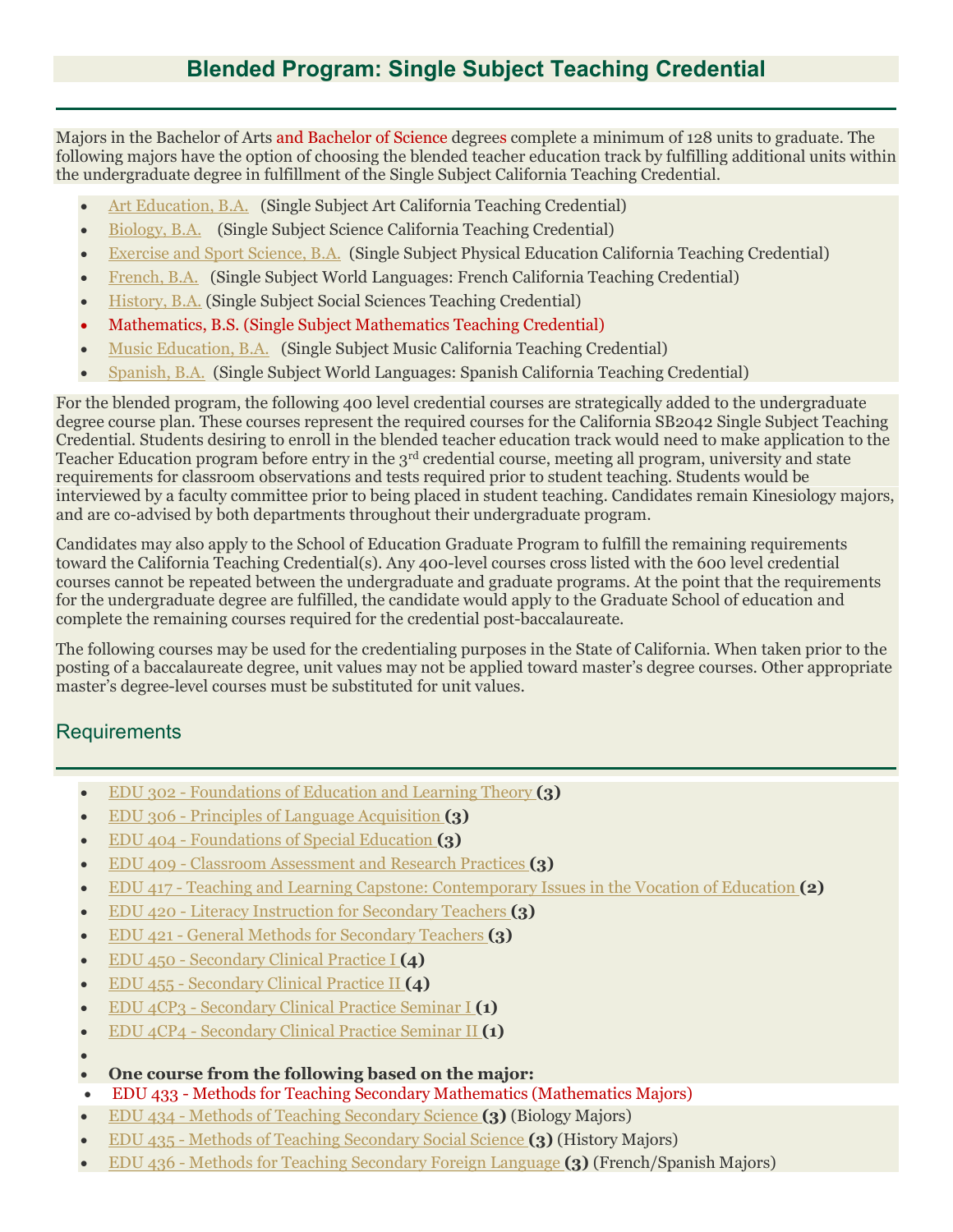## Blended Program: Single Subject Teaching Credential

Majors in the Bachelor of Arts and Bachelor of Science degrees complete a minimum of 128 units to graduate. The following majors have the option of choosing the blended teacher education track by fulfilling additional units within the undergraduate degree in fulfillment of the Single Subject California Teaching Credential.

- Art Education, B.A. (Single Subject Art California Teaching Credential)
- Biology, B.A. (Single Subject Science California Teaching Credential)
- Exercise and Sport Science, B.A. (Single Subject Physical Education California Teaching Credential)
- French, B.A. (Single Subject World Languages: French California Teaching Credential)
- History, B.A. (Single Subject Social Sciences Teaching Credential)
- Mathematics, B.S. (Single Subject Mathematics Teaching Credential)
- Music Education, B.A. (Single Subject Music California Teaching Credential)
- Spanish, B.A. (Single Subject World Languages: Spanish California Teaching Credential)

For the blended program, the following 400 level credential courses are strategically added to the undergraduate degree course plan. These courses represent the required courses for the California SB2042 Single Subject Teaching Credential. Students desiring to enroll in the blended teacher education track would need to make application to the Teacher Education program before entry in the 3rd credential course, meeting all program, university and state requirements for classroom observations and tests required prior to student teaching. Students would be interviewed by a faculty committee prior to being placed in student teaching. Candidates remain Kinesiology majors, and are co-advised by both departments throughout their undergraduate program.

Candidates may also apply to the School of Education Graduate Program to fulfill the remaining requirements toward the California Teaching Credential(s). Any 400-level courses cross listed with the 600 level credential courses cannot be repeated between the undergraduate and graduate programs. At the point that the requirements for the undergraduate degree are fulfilled, the candidate would apply to the Graduate School of education and complete the remaining courses required for the credential post-baccalaureate.

The following courses may be used for the credentialing purposes in the State of California. When taken prior to the posting of a baccalaureate degree, unit values may not be applied toward master's degree courses. Other appropriate master's degree-level courses must be substituted for unit values.

### Requirements

- EDU 302 - Foundations of Education and Learning Theory **(3)**
- EDU 306 - Principles of Language Acquisition **(3)**
- EDU 404 - Foundations of Special Education **(3)**
- EDU 409 - Classroom Assessment and Research Practices **(3)**
- EDU 417 - Teaching and Learning Capstone: Contemporary Issues in the Vocation of Education **(2)**
- EDU 420 - Literacy Instruction for Secondary Teachers **(3)**
- EDU 421 - General Methods for Secondary Teachers **(3)**
- EDU 450 - Secondary Clinical Practice I **(4)**
- EDU 455 - Secondary Clinical Practice II **(4)**
- EDU 4CP3 - Secondary Clinical Practice Seminar I **(1)**
- EDU 4CP4 - Secondary Clinical Practice Seminar II **(1)**
- **One course from the following based on the major:**
- EDU 433 - Methods for Teaching Secondary Mathematics (Mathematics Majors)
- EDU 434 - Methods of Teaching Secondary Science **(3)** (Biology Majors)
- EDU 435 - Methods of Teaching Secondary Social Science **(3)** (History Majors)
- EDU 436 - Methods for Teaching Secondary Foreign Language **(3)** (French/Spanish Majors)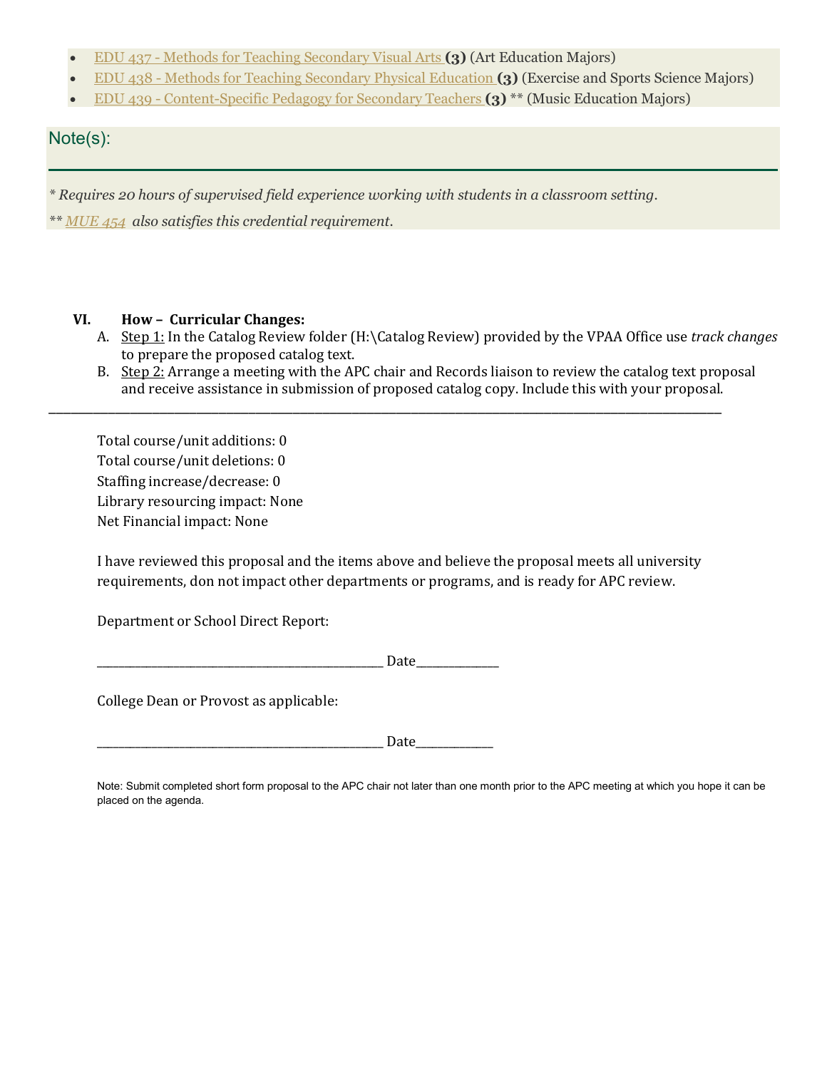- EDU 437 - Methods for Teaching Secondary Visual Arts **(3)** (Art Education Majors)
- EDU 438 - Methods for Teaching Secondary Physical Education **(3)** (Exercise and Sports Science Majors)
- EDU 439 - Content-Specific Pedagogy for Secondary Teachers **(3)** ** (Music Education Majors)

## Note(s):

*\* Requires 20 hours of supervised field experience working with students in a classroom setting.*

*\*\* MUE 454 also satisfies this credential requirement.*

**VI. How – Curricular Changes:**

A. Step 1: In the Catalog Review folder (H:\Catalog Review) provided by the VPAA Office use *track changes* to prepare the proposed catalog text.

B. Step 2: Arrange a meeting with the APC chair and Records liaison to review the catalog text proposal and receive assistance in submission of proposed catalog copy. Include this with your proposal.

---

Total course/unit additions: 0
Total course/unit deletions: 0
Staffing increase/decrease: 0
Library resourcing impact: None
Net Financial impact: None

I have reviewed this proposal and the items above and believe the proposal meets all university requirements, don not impact other departments or programs, and is ready for APC review.

Department or School Direct Report:

_______________________________________________ Date______________

College Dean or Provost as applicable:

_______________________________________________ Date_____________

Note: Submit completed short form proposal to the APC chair not later than one month prior to the APC meeting at which you hope it can be placed on the agenda.